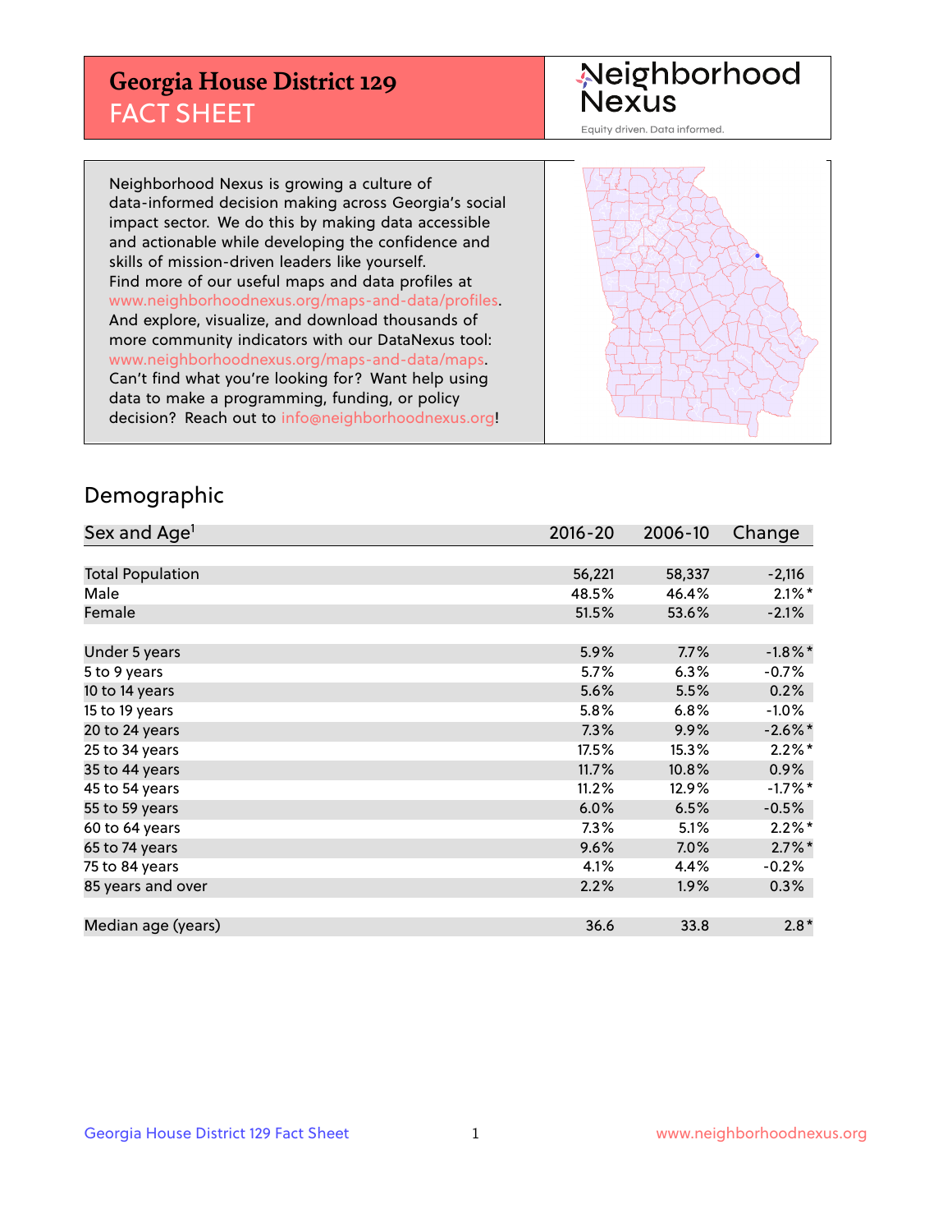# Georgia House District 129
## FACT SHEET

Neighborhood Nexus

Equity driven. Data informed.

Neighborhood Nexus is growing a culture of data-informed decision making across Georgia's social impact sector. We do this by making data accessible and actionable while developing the confidence and skills of mission-driven leaders like yourself. Find more of our useful maps and data profiles at www.neighborhoodnexus.org/maps-and-data/profiles. And explore, visualize, and download thousands of more community indicators with our DataNexus tool: www.neighborhoodnexus.org/maps-and-data/maps. Can't find what you're looking for? Want help using data to make a programming, funding, or policy decision? Reach out to info@neighborhoodnexus.org!

## Demographic

| Sex and Age[1] | 2016-20 | 2006-10 | Change |
|---|---|---|---|
| Total Population | 56,221 | 58,337 | -2,116 |
| Male | 48.5% | 46.4% | 2.1%* |
| Female | 51.5% | 53.6% | -2.1% |
| | | | |
| Under 5 years | 5.9% | 7.7% | -1.8%* |
| 5 to 9 years | 5.7% | 6.3% | -0.7% |
| 10 to 14 years | 5.6% | 5.5% | 0.2% |
| 15 to 19 years | 5.8% | 6.8% | -1.0% |
| 20 to 24 years | 7.3% | 9.9% | -2.6%* |
| 25 to 34 years | 17.5% | 15.3% | 2.2%* |
| 35 to 44 years | 11.7% | 10.8% | 0.9% |
| 45 to 54 years | 11.2% | 12.9% | -1.7%* |
| 55 to 59 years | 6.0% | 6.5% | -0.5% |
| 60 to 64 years | 7.3% | 5.1% | 2.2%* |
| 65 to 74 years | 9.6% | 7.0% | 2.7%* |
| 75 to 84 years | 4.1% | 4.4% | -0.2% |
| 85 years and over | 2.2% | 1.9% | 0.3% |
| | | | |
| Median age (years) | 36.6 | 33.8 | 2.8* |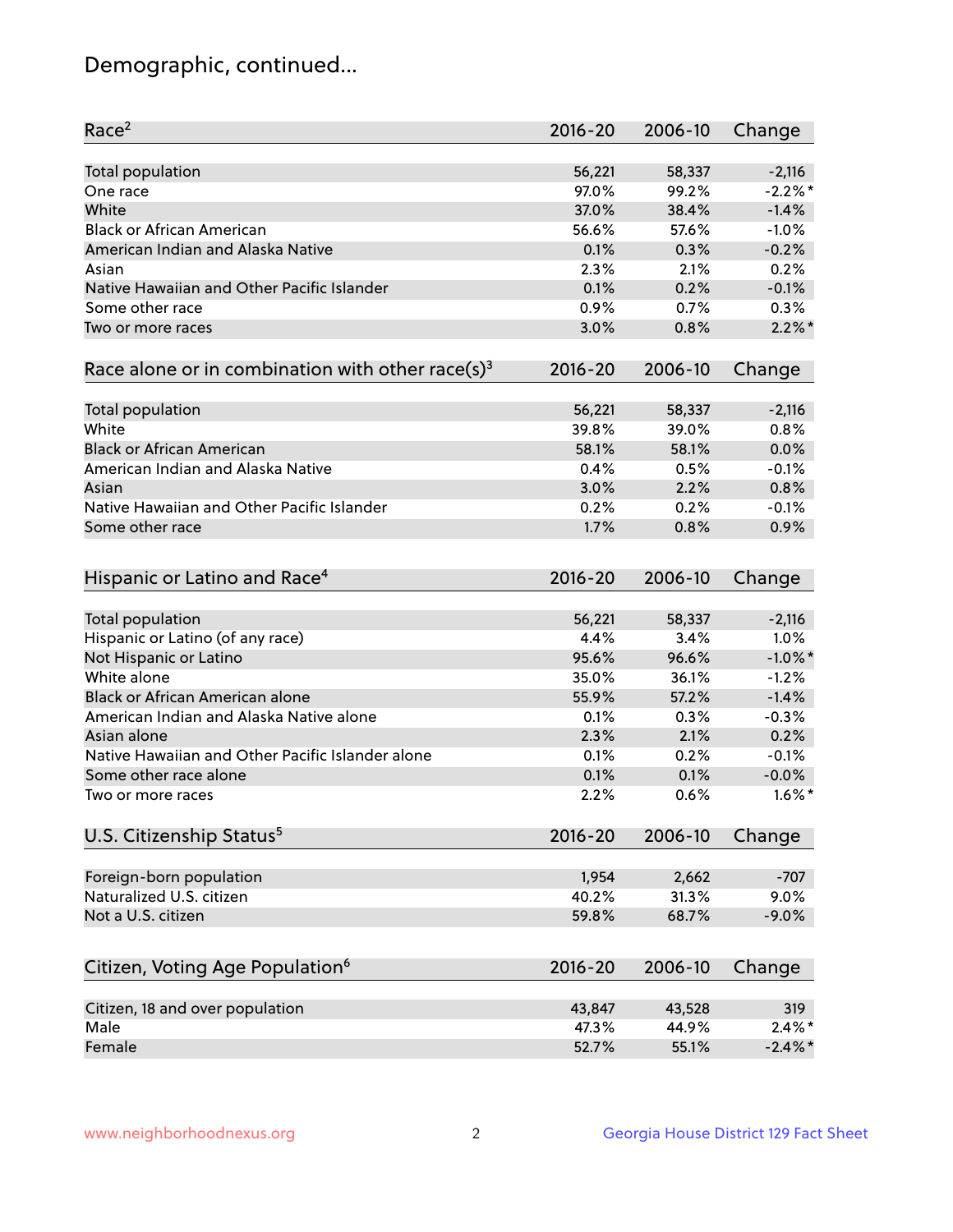# Demographic, continued...

| Race[2] | 2016-20 | 2006-10 | Change |
|---|---|---|---|
| Total population | 56,221 | 58,337 | -2,116 |
| One race | 97.0% | 99.2% | -2.2%* |
| White | 37.0% | 38.4% | -1.4% |
| Black or African American | 56.6% | 57.6% | -1.0% |
| American Indian and Alaska Native | 0.1% | 0.3% | -0.2% |
| Asian | 2.3% | 2.1% | 0.2% |
| Native Hawaiian and Other Pacific Islander | 0.1% | 0.2% | -0.1% |
| Some other race | 0.9% | 0.7% | 0.3% |
| Two or more races | 3.0% | 0.8% | 2.2%* |

| Race alone or in combination with other race(s)[3] | 2016-20 | 2006-10 | Change |
|---|---|---|---|
| Total population | 56,221 | 58,337 | -2,116 |
| White | 39.8% | 39.0% | 0.8% |
| Black or African American | 58.1% | 58.1% | 0.0% |
| American Indian and Alaska Native | 0.4% | 0.5% | -0.1% |
| Asian | 3.0% | 2.2% | 0.8% |
| Native Hawaiian and Other Pacific Islander | 0.2% | 0.2% | -0.1% |
| Some other race | 1.7% | 0.8% | 0.9% |

| Hispanic or Latino and Race[4] | 2016-20 | 2006-10 | Change |
|---|---|---|---|
| Total population | 56,221 | 58,337 | -2,116 |
| Hispanic or Latino (of any race) | 4.4% | 3.4% | 1.0% |
| Not Hispanic or Latino | 95.6% | 96.6% | -1.0%* |
| White alone | 35.0% | 36.1% | -1.2% |
| Black or African American alone | 55.9% | 57.2% | -1.4% |
| American Indian and Alaska Native alone | 0.1% | 0.3% | -0.3% |
| Asian alone | 2.3% | 2.1% | 0.2% |
| Native Hawaiian and Other Pacific Islander alone | 0.1% | 0.2% | -0.1% |
| Some other race alone | 0.1% | 0.1% | -0.0% |
| Two or more races | 2.2% | 0.6% | 1.6%* |

| U.S. Citizenship Status[5] | 2016-20 | 2006-10 | Change |
|---|---|---|---|
| Foreign-born population | 1,954 | 2,662 | -707 |
| Naturalized U.S. citizen | 40.2% | 31.3% | 9.0% |
| Not a U.S. citizen | 59.8% | 68.7% | -9.0% |

| Citizen, Voting Age Population[6] | 2016-20 | 2006-10 | Change |
|---|---|---|---|
| Citizen, 18 and over population | 43,847 | 43,528 | 319 |
| Male | 47.3% | 44.9% | 2.4%* |
| Female | 52.7% | 55.1% | -2.4%* |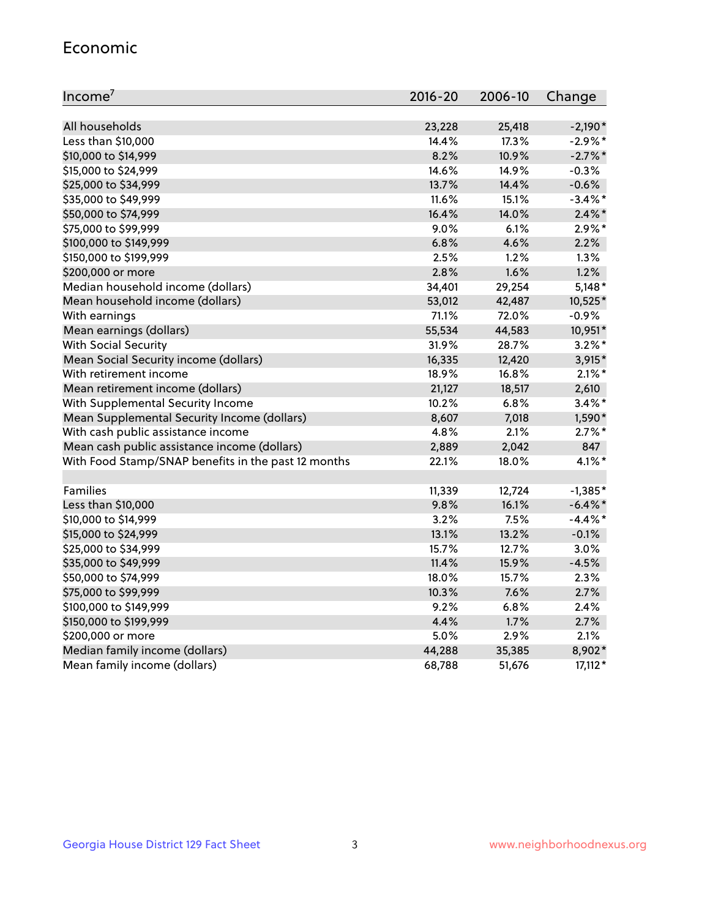## Economic

| Income[7] | 2016-20 | 2006-10 | Change |
|---|---|---|---|
| All households | 23,228 | 25,418 | -2,190* |
| Less than $10,000 | 14.4% | 17.3% | -2.9%* |
| $10,000 to $14,999 | 8.2% | 10.9% | -2.7%* |
| $15,000 to $24,999 | 14.6% | 14.9% | -0.3% |
| $25,000 to $34,999 | 13.7% | 14.4% | -0.6% |
| $35,000 to $49,999 | 11.6% | 15.1% | -3.4%* |
| $50,000 to $74,999 | 16.4% | 14.0% | 2.4%* |
| $75,000 to $99,999 | 9.0% | 6.1% | 2.9%* |
| $100,000 to $149,999 | 6.8% | 4.6% | 2.2% |
| $150,000 to $199,999 | 2.5% | 1.2% | 1.3% |
| $200,000 or more | 2.8% | 1.6% | 1.2% |
| Median household income (dollars) | 34,401 | 29,254 | 5,148* |
| Mean household income (dollars) | 53,012 | 42,487 | 10,525* |
| With earnings | 71.1% | 72.0% | -0.9% |
| Mean earnings (dollars) | 55,534 | 44,583 | 10,951* |
| With Social Security | 31.9% | 28.7% | 3.2%* |
| Mean Social Security income (dollars) | 16,335 | 12,420 | 3,915* |
| With retirement income | 18.9% | 16.8% | 2.1%* |
| Mean retirement income (dollars) | 21,127 | 18,517 | 2,610 |
| With Supplemental Security Income | 10.2% | 6.8% | 3.4%* |
| Mean Supplemental Security Income (dollars) | 8,607 | 7,018 | 1,590* |
| With cash public assistance income | 4.8% | 2.1% | 2.7%* |
| Mean cash public assistance income (dollars) | 2,889 | 2,042 | 847 |
| With Food Stamp/SNAP benefits in the past 12 months | 22.1% | 18.0% | 4.1%* |
| | | | |
| Families | 11,339 | 12,724 | -1,385* |
| Less than $10,000 | 9.8% | 16.1% | -6.4%* |
| $10,000 to $14,999 | 3.2% | 7.5% | -4.4%* |
| $15,000 to $24,999 | 13.1% | 13.2% | -0.1% |
| $25,000 to $34,999 | 15.7% | 12.7% | 3.0% |
| $35,000 to $49,999 | 11.4% | 15.9% | -4.5% |
| $50,000 to $74,999 | 18.0% | 15.7% | 2.3% |
| $75,000 to $99,999 | 10.3% | 7.6% | 2.7% |
| $100,000 to $149,999 | 9.2% | 6.8% | 2.4% |
| $150,000 to $199,999 | 4.4% | 1.7% | 2.7% |
| $200,000 or more | 5.0% | 2.9% | 2.1% |
| Median family income (dollars) | 44,288 | 35,385 | 8,902* |
| Mean family income (dollars) | 68,788 | 51,676 | 17,112* |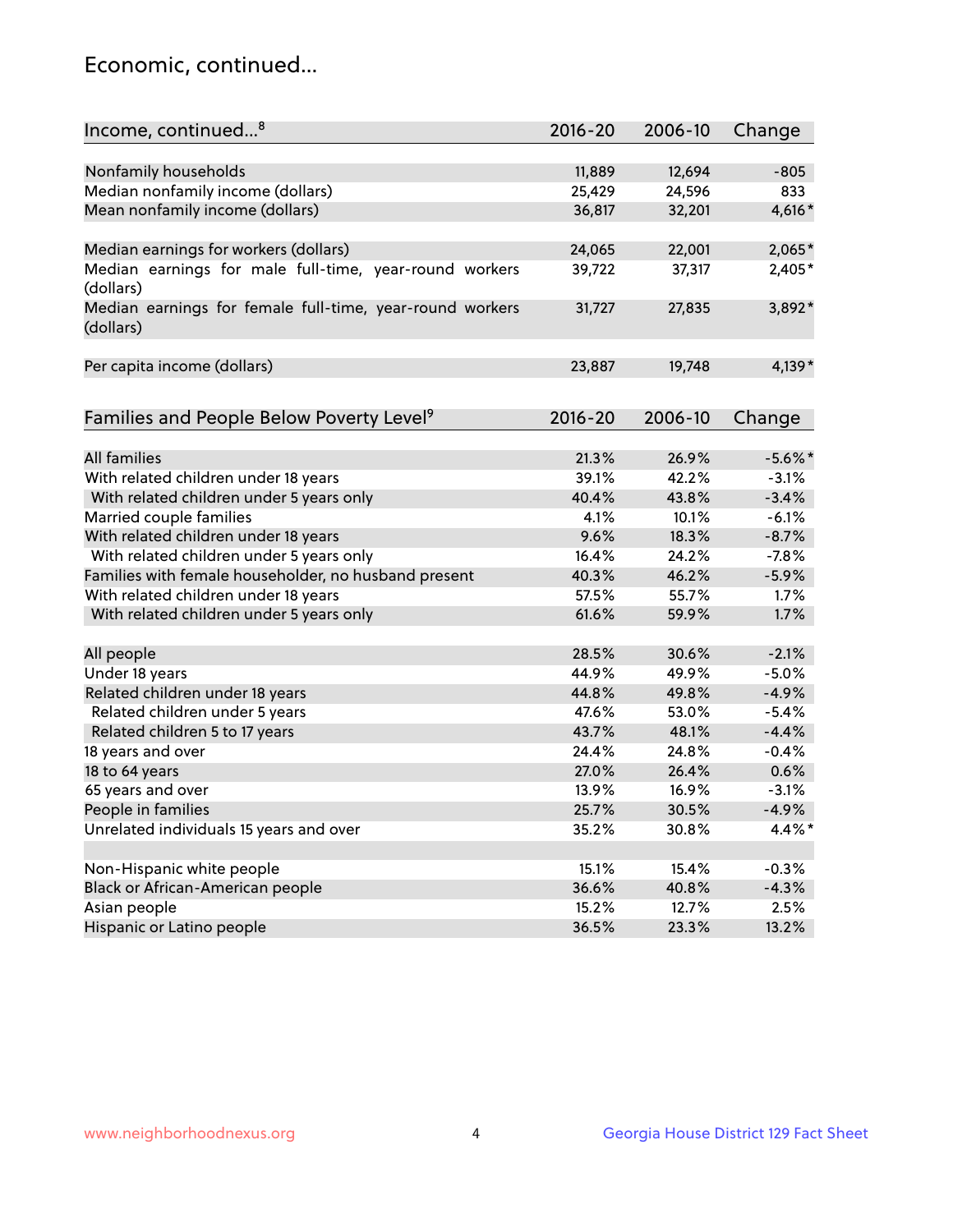## Economic, continued...

| Income, continued...[8] | 2016-20 | 2006-10 | Change |
|---|---|---|---|
| Nonfamily households | 11,889 | 12,694 | -805 |
| Median nonfamily income (dollars) | 25,429 | 24,596 | 833 |
| Mean nonfamily income (dollars) | 36,817 | 32,201 | 4,616* |
| Median earnings for workers (dollars) | 24,065 | 22,001 | 2,065* |
| Median earnings for male full-time, year-round workers (dollars) | 39,722 | 37,317 | 2,405* |
| Median earnings for female full-time, year-round workers (dollars) | 31,727 | 27,835 | 3,892* |
| Per capita income (dollars) | 23,887 | 19,748 | 4,139* |

| Families and People Below Poverty Level[9] | 2016-20 | 2006-10 | Change |
|---|---|---|---|
| All families | 21.3% | 26.9% | -5.6%* |
| With related children under 18 years | 39.1% | 42.2% | -3.1% |
| With related children under 5 years only | 40.4% | 43.8% | -3.4% |
| Married couple families | 4.1% | 10.1% | -6.1% |
| With related children under 18 years | 9.6% | 18.3% | -8.7% |
| With related children under 5 years only | 16.4% | 24.2% | -7.8% |
| Families with female householder, no husband present | 40.3% | 46.2% | -5.9% |
| With related children under 18 years | 57.5% | 55.7% | 1.7% |
| With related children under 5 years only | 61.6% | 59.9% | 1.7% |
| All people | 28.5% | 30.6% | -2.1% |
| Under 18 years | 44.9% | 49.9% | -5.0% |
| Related children under 18 years | 44.8% | 49.8% | -4.9% |
| Related children under 5 years | 47.6% | 53.0% | -5.4% |
| Related children 5 to 17 years | 43.7% | 48.1% | -4.4% |
| 18 years and over | 24.4% | 24.8% | -0.4% |
| 18 to 64 years | 27.0% | 26.4% | 0.6% |
| 65 years and over | 13.9% | 16.9% | -3.1% |
| People in families | 25.7% | 30.5% | -4.9% |
| Unrelated individuals 15 years and over | 35.2% | 30.8% | 4.4%* |
| Non-Hispanic white people | 15.1% | 15.4% | -0.3% |
| Black or African-American people | 36.6% | 40.8% | -4.3% |
| Asian people | 15.2% | 12.7% | 2.5% |
| Hispanic or Latino people | 36.5% | 23.3% | 13.2% |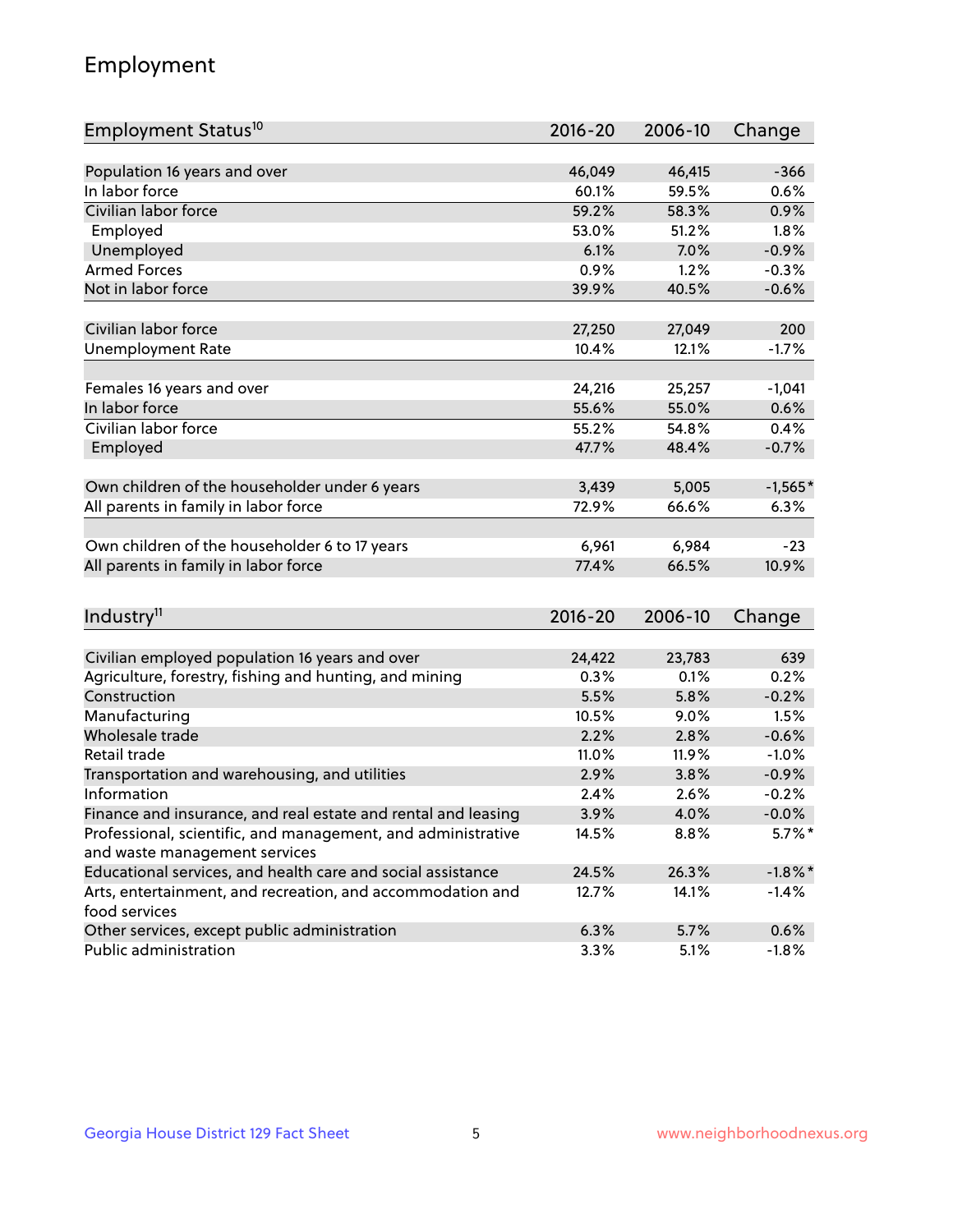## Employment

| Employment Status[10] | 2016-20 | 2006-10 | Change |
|---|---|---|---|
| Population 16 years and over | 46,049 | 46,415 | -366 |
| In labor force | 60.1% | 59.5% | 0.6% |
| Civilian labor force | 59.2% | 58.3% | 0.9% |
| Employed | 53.0% | 51.2% | 1.8% |
| Unemployed | 6.1% | 7.0% | -0.9% |
| Armed Forces | 0.9% | 1.2% | -0.3% |
| Not in labor force | 39.9% | 40.5% | -0.6% |
| | | | |
| Civilian labor force | 27,250 | 27,049 | 200 |
| Unemployment Rate | 10.4% | 12.1% | -1.7% |
| | | | |
| Females 16 years and over | 24,216 | 25,257 | -1,041 |
| In labor force | 55.6% | 55.0% | 0.6% |
| Civilian labor force | 55.2% | 54.8% | 0.4% |
| Employed | 47.7% | 48.4% | -0.7% |
| | | | |
| Own children of the householder under 6 years | 3,439 | 5,005 | -1,565* |
| All parents in family in labor force | 72.9% | 66.6% | 6.3% |
| | | | |
| Own children of the householder 6 to 17 years | 6,961 | 6,984 | -23 |
| All parents in family in labor force | 77.4% | 66.5% | 10.9% |

| Industry[11] | 2016-20 | 2006-10 | Change |
|---|---|---|---|
| Civilian employed population 16 years and over | 24,422 | 23,783 | 639 |
| Agriculture, forestry, fishing and hunting, and mining | 0.3% | 0.1% | 0.2% |
| Construction | 5.5% | 5.8% | -0.2% |
| Manufacturing | 10.5% | 9.0% | 1.5% |
| Wholesale trade | 2.2% | 2.8% | -0.6% |
| Retail trade | 11.0% | 11.9% | -1.0% |
| Transportation and warehousing, and utilities | 2.9% | 3.8% | -0.9% |
| Information | 2.4% | 2.6% | -0.2% |
| Finance and insurance, and real estate and rental and leasing | 3.9% | 4.0% | -0.0% |
| Professional, scientific, and management, and administrative and waste management services | 14.5% | 8.8% | 5.7%* |
| Educational services, and health care and social assistance | 24.5% | 26.3% | -1.8%* |
| Arts, entertainment, and recreation, and accommodation and food services | 12.7% | 14.1% | -1.4% |
| Other services, except public administration | 6.3% | 5.7% | 0.6% |
| Public administration | 3.3% | 5.1% | -1.8% |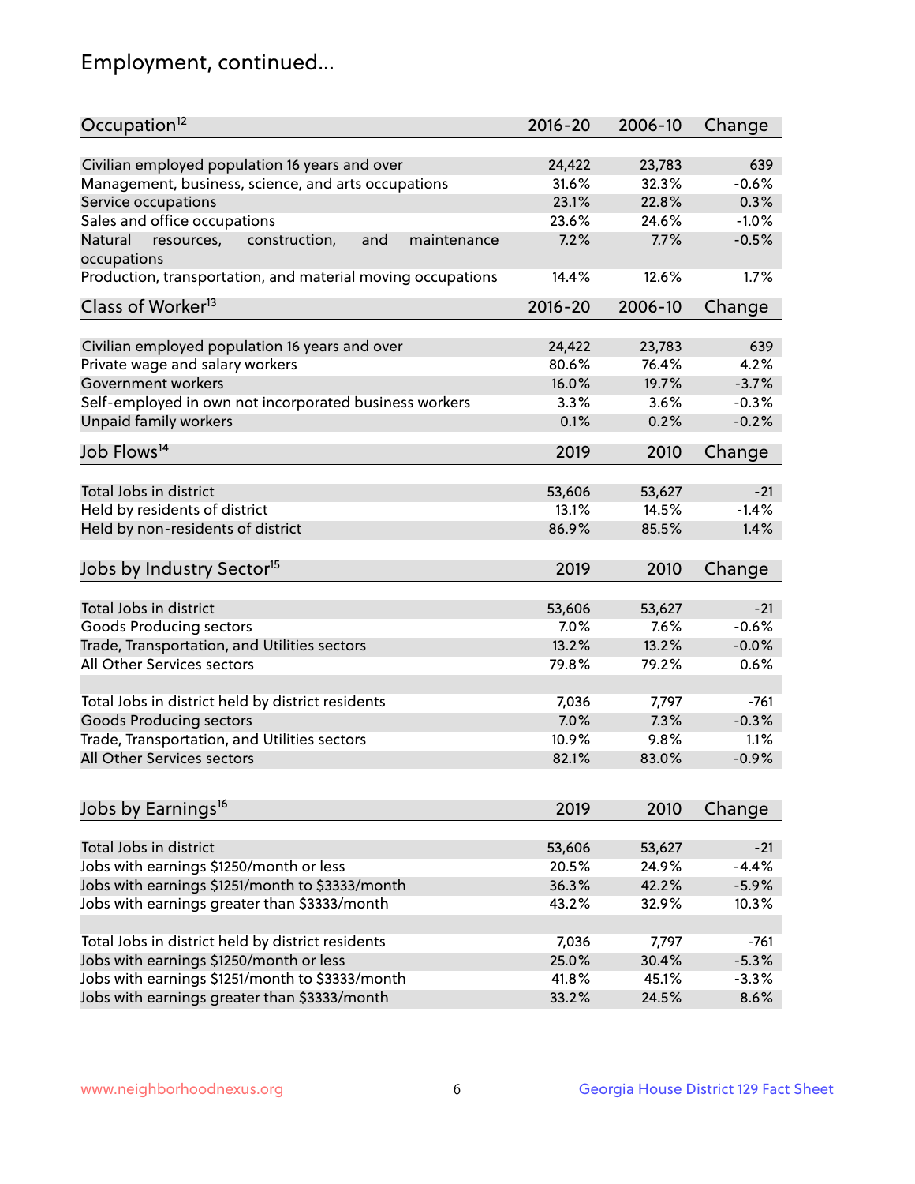# Employment, continued...

| Occupation[12] | 2016-20 | 2006-10 | Change |
|---|---|---|---|
| Civilian employed population 16 years and over | 24,422 | 23,783 | 639 |
| Management, business, science, and arts occupations | 31.6% | 32.3% | -0.6% |
| Service occupations | 23.1% | 22.8% | 0.3% |
| Sales and office occupations | 23.6% | 24.6% | -1.0% |
| Natural resources, construction, and maintenance occupations | 7.2% | 7.7% | -0.5% |
| Production, transportation, and material moving occupations | 14.4% | 12.6% | 1.7% |

| Class of Worker[13] | 2016-20 | 2006-10 | Change |
|---|---|---|---|
| Civilian employed population 16 years and over | 24,422 | 23,783 | 639 |
| Private wage and salary workers | 80.6% | 76.4% | 4.2% |
| Government workers | 16.0% | 19.7% | -3.7% |
| Self-employed in own not incorporated business workers | 3.3% | 3.6% | -0.3% |
| Unpaid family workers | 0.1% | 0.2% | -0.2% |

| Job Flows[14] | 2019 | 2010 | Change |
|---|---|---|---|
| Total Jobs in district | 53,606 | 53,627 | -21 |
| Held by residents of district | 13.1% | 14.5% | -1.4% |
| Held by non-residents of district | 86.9% | 85.5% | 1.4% |

| Jobs by Industry Sector[15] | 2019 | 2010 | Change |
|---|---|---|---|
| Total Jobs in district | 53,606 | 53,627 | -21 |
| Goods Producing sectors | 7.0% | 7.6% | -0.6% |
| Trade, Transportation, and Utilities sectors | 13.2% | 13.2% | -0.0% |
| All Other Services sectors | 79.8% | 79.2% | 0.6% |
| | | | |
| Total Jobs in district held by district residents | 7,036 | 7,797 | -761 |
| Goods Producing sectors | 7.0% | 7.3% | -0.3% |
| Trade, Transportation, and Utilities sectors | 10.9% | 9.8% | 1.1% |
| All Other Services sectors | 82.1% | 83.0% | -0.9% |

| Jobs by Earnings[16] | 2019 | 2010 | Change |
|---|---|---|---|
| Total Jobs in district | 53,606 | 53,627 | -21 |
| Jobs with earnings $1250/month or less | 20.5% | 24.9% | -4.4% |
| Jobs with earnings $1251/month to $3333/month | 36.3% | 42.2% | -5.9% |
| Jobs with earnings greater than $3333/month | 43.2% | 32.9% | 10.3% |
| | | | |
| Total Jobs in district held by district residents | 7,036 | 7,797 | -761 |
| Jobs with earnings $1250/month or less | 25.0% | 30.4% | -5.3% |
| Jobs with earnings $1251/month to $3333/month | 41.8% | 45.1% | -3.3% |
| Jobs with earnings greater than $3333/month | 33.2% | 24.5% | 8.6% |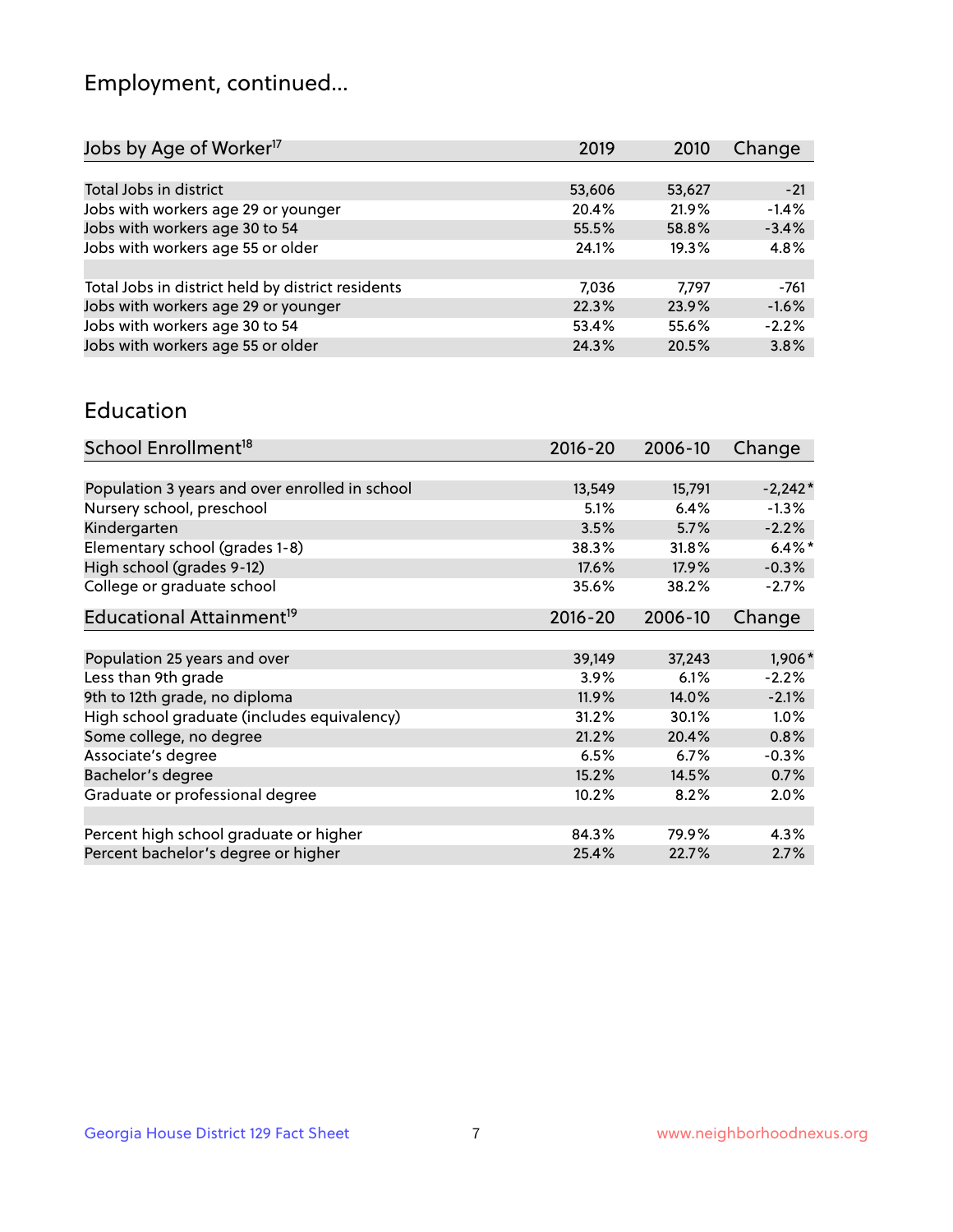## Employment, continued...

| Jobs by Age of Worker[17] | 2019 | 2010 | Change |
|---|---|---|---|
| Total Jobs in district | 53,606 | 53,627 | -21 |
| Jobs with workers age 29 or younger | 20.4% | 21.9% | -1.4% |
| Jobs with workers age 30 to 54 | 55.5% | 58.8% | -3.4% |
| Jobs with workers age 55 or older | 24.1% | 19.3% | 4.8% |
| | | | |
| Total Jobs in district held by district residents | 7,036 | 7,797 | -761 |
| Jobs with workers age 29 or younger | 22.3% | 23.9% | -1.6% |
| Jobs with workers age 30 to 54 | 53.4% | 55.6% | -2.2% |
| Jobs with workers age 55 or older | 24.3% | 20.5% | 3.8% |

## Education

| School Enrollment[18] | 2016-20 | 2006-10 | Change |
|---|---|---|---|
| Population 3 years and over enrolled in school | 13,549 | 15,791 | -2,242* |
| Nursery school, preschool | 5.1% | 6.4% | -1.3% |
| Kindergarten | 3.5% | 5.7% | -2.2% |
| Elementary school (grades 1-8) | 38.3% | 31.8% | 6.4%* |
| High school (grades 9-12) | 17.6% | 17.9% | -0.3% |
| College or graduate school | 35.6% | 38.2% | -2.7% |

| Educational Attainment[19] | 2016-20 | 2006-10 | Change |
|---|---|---|---|
| Population 25 years and over | 39,149 | 37,243 | 1,906* |
| Less than 9th grade | 3.9% | 6.1% | -2.2% |
| 9th to 12th grade, no diploma | 11.9% | 14.0% | -2.1% |
| High school graduate (includes equivalency) | 31.2% | 30.1% | 1.0% |
| Some college, no degree | 21.2% | 20.4% | 0.8% |
| Associate's degree | 6.5% | 6.7% | -0.3% |
| Bachelor's degree | 15.2% | 14.5% | 0.7% |
| Graduate or professional degree | 10.2% | 8.2% | 2.0% |
| | | | |
| Percent high school graduate or higher | 84.3% | 79.9% | 4.3% |
| Percent bachelor's degree or higher | 25.4% | 22.7% | 2.7% |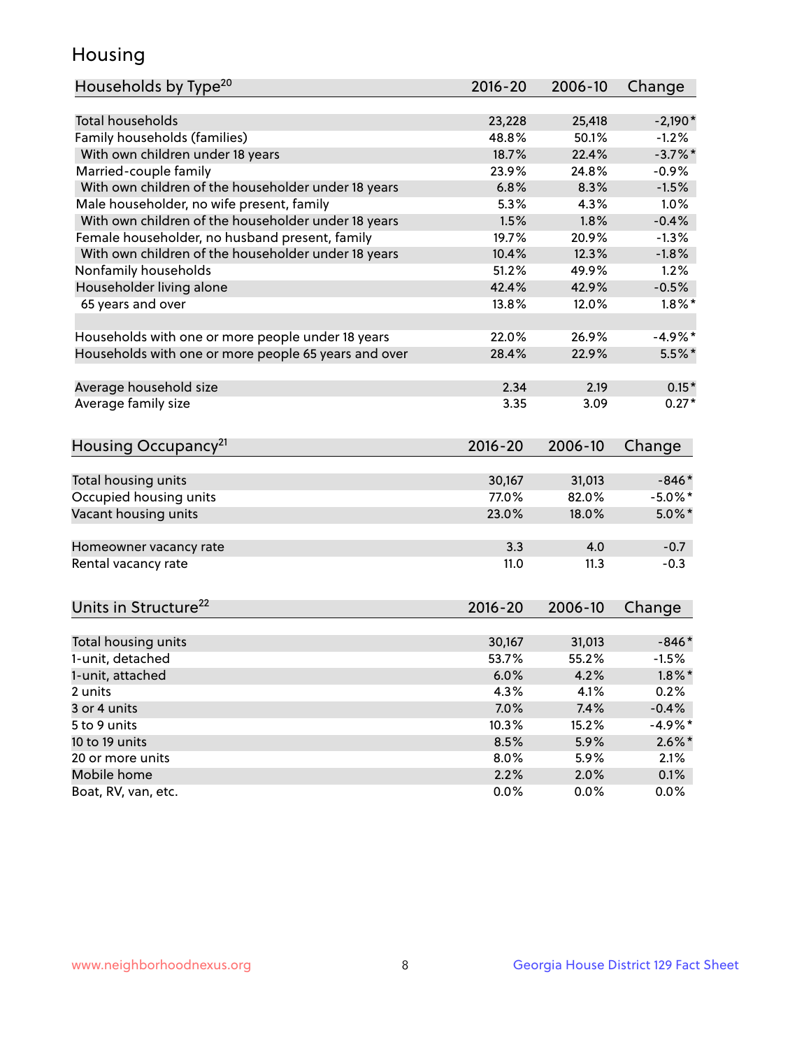# Housing

| Households by Type[20] | 2016-20 | 2006-10 | Change |
|---|---|---|---|
| Total households | 23,228 | 25,418 | -2,190* |
| Family households (families) | 48.8% | 50.1% | -1.2% |
| With own children under 18 years | 18.7% | 22.4% | -3.7%* |
| Married-couple family | 23.9% | 24.8% | -0.9% |
| With own children of the householder under 18 years | 6.8% | 8.3% | -1.5% |
| Male householder, no wife present, family | 5.3% | 4.3% | 1.0% |
| With own children of the householder under 18 years | 1.5% | 1.8% | -0.4% |
| Female householder, no husband present, family | 19.7% | 20.9% | -1.3% |
| With own children of the householder under 18 years | 10.4% | 12.3% | -1.8% |
| Nonfamily households | 51.2% | 49.9% | 1.2% |
| Householder living alone | 42.4% | 42.9% | -0.5% |
| 65 years and over | 13.8% | 12.0% | 1.8%* |
| Households with one or more people under 18 years | 22.0% | 26.9% | -4.9%* |
| Households with one or more people 65 years and over | 28.4% | 22.9% | 5.5%* |
| Average household size | 2.34 | 2.19 | 0.15* |
| Average family size | 3.35 | 3.09 | 0.27* |

| Housing Occupancy[21] | 2016-20 | 2006-10 | Change |
|---|---|---|---|
| Total housing units | 30,167 | 31,013 | -846* |
| Occupied housing units | 77.0% | 82.0% | -5.0%* |
| Vacant housing units | 23.0% | 18.0% | 5.0%* |
| Homeowner vacancy rate | 3.3 | 4.0 | -0.7 |
| Rental vacancy rate | 11.0 | 11.3 | -0.3 |

| Units in Structure[22] | 2016-20 | 2006-10 | Change |
|---|---|---|---|
| Total housing units | 30,167 | 31,013 | -846* |
| 1-unit, detached | 53.7% | 55.2% | -1.5% |
| 1-unit, attached | 6.0% | 4.2% | 1.8%* |
| 2 units | 4.3% | 4.1% | 0.2% |
| 3 or 4 units | 7.0% | 7.4% | -0.4% |
| 5 to 9 units | 10.3% | 15.2% | -4.9%* |
| 10 to 19 units | 8.5% | 5.9% | 2.6%* |
| 20 or more units | 8.0% | 5.9% | 2.1% |
| Mobile home | 2.2% | 2.0% | 0.1% |
| Boat, RV, van, etc. | 0.0% | 0.0% | 0.0% |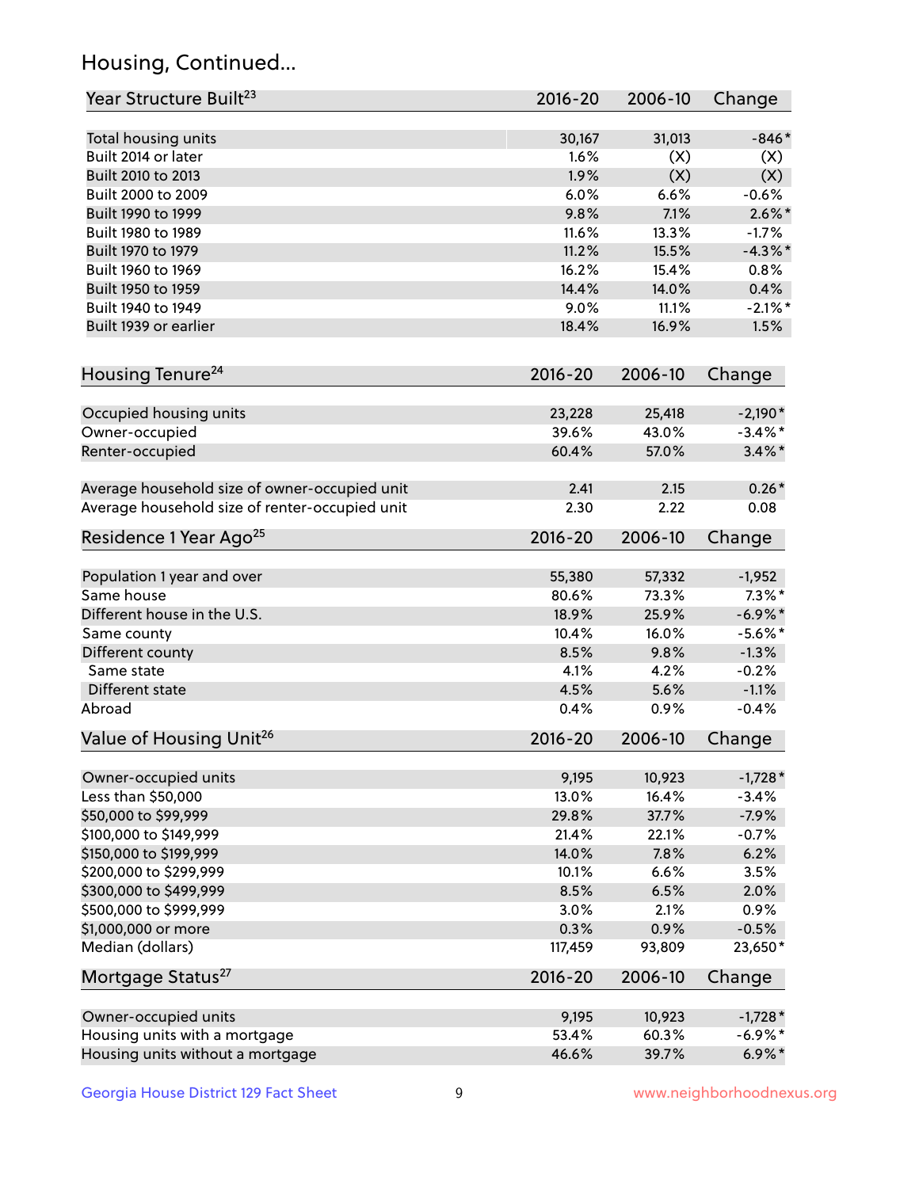## Housing, Continued...

| Year Structure Built[23] | 2016-20 | 2006-10 | Change |
|---|---|---|---|
| Total housing units | 30,167 | 31,013 | -846* |
| Built 2014 or later | 1.6% | (X) | (X) |
| Built 2010 to 2013 | 1.9% | (X) | (X) |
| Built 2000 to 2009 | 6.0% | 6.6% | -0.6% |
| Built 1990 to 1999 | 9.8% | 7.1% | 2.6%* |
| Built 1980 to 1989 | 11.6% | 13.3% | -1.7% |
| Built 1970 to 1979 | 11.2% | 15.5% | -4.3%* |
| Built 1960 to 1969 | 16.2% | 15.4% | 0.8% |
| Built 1950 to 1959 | 14.4% | 14.0% | 0.4% |
| Built 1940 to 1949 | 9.0% | 11.1% | -2.1%* |
| Built 1939 or earlier | 18.4% | 16.9% | 1.5% |

| Housing Tenure[24] | 2016-20 | 2006-10 | Change |
|---|---|---|---|
| Occupied housing units | 23,228 | 25,418 | -2,190* |
| Owner-occupied | 39.6% | 43.0% | -3.4%* |
| Renter-occupied | 60.4% | 57.0% | 3.4%* |
| Average household size of owner-occupied unit | 2.41 | 2.15 | 0.26* |
| Average household size of renter-occupied unit | 2.30 | 2.22 | 0.08 |

| Residence 1 Year Ago[25] | 2016-20 | 2006-10 | Change |
|---|---|---|---|
| Population 1 year and over | 55,380 | 57,332 | -1,952 |
| Same house | 80.6% | 73.3% | 7.3%* |
| Different house in the U.S. | 18.9% | 25.9% | -6.9%* |
| Same county | 10.4% | 16.0% | -5.6%* |
| Different county | 8.5% | 9.8% | -1.3% |
| Same state | 4.1% | 4.2% | -0.2% |
| Different state | 4.5% | 5.6% | -1.1% |
| Abroad | 0.4% | 0.9% | -0.4% |

| Value of Housing Unit[26] | 2016-20 | 2006-10 | Change |
|---|---|---|---|
| Owner-occupied units | 9,195 | 10,923 | -1,728* |
| Less than $50,000 | 13.0% | 16.4% | -3.4% |
| $50,000 to $99,999 | 29.8% | 37.7% | -7.9% |
| $100,000 to $149,999 | 21.4% | 22.1% | -0.7% |
| $150,000 to $199,999 | 14.0% | 7.8% | 6.2% |
| $200,000 to $299,999 | 10.1% | 6.6% | 3.5% |
| $300,000 to $499,999 | 8.5% | 6.5% | 2.0% |
| $500,000 to $999,999 | 3.0% | 2.1% | 0.9% |
| $1,000,000 or more | 0.3% | 0.9% | -0.5% |
| Median (dollars) | 117,459 | 93,809 | 23,650* |

| Mortgage Status[27] | 2016-20 | 2006-10 | Change |
|---|---|---|---|
| Owner-occupied units | 9,195 | 10,923 | -1,728* |
| Housing units with a mortgage | 53.4% | 60.3% | -6.9%* |
| Housing units without a mortgage | 46.6% | 39.7% | 6.9%* |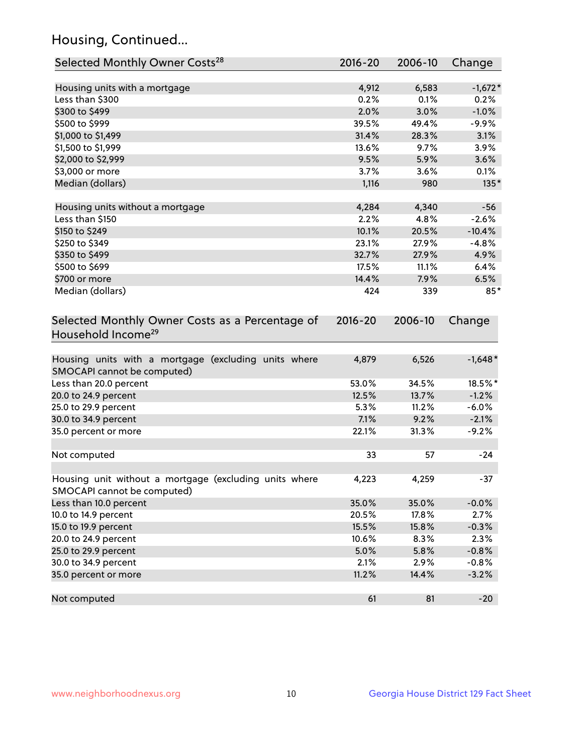## Housing, Continued...

| Selected Monthly Owner Costs[28] | 2016-20 | 2006-10 | Change |
|---|---|---|---|
| Housing units with a mortgage | 4,912 | 6,583 | -1,672* |
| Less than $300 | 0.2% | 0.1% | 0.2% |
| $300 to $499 | 2.0% | 3.0% | -1.0% |
| $500 to $999 | 39.5% | 49.4% | -9.9% |
| $1,000 to $1,499 | 31.4% | 28.3% | 3.1% |
| $1,500 to $1,999 | 13.6% | 9.7% | 3.9% |
| $2,000 to $2,999 | 9.5% | 5.9% | 3.6% |
| $3,000 or more | 3.7% | 3.6% | 0.1% |
| Median (dollars) | 1,116 | 980 | 135* |
| | | | |
| Housing units without a mortgage | 4,284 | 4,340 | -56 |
| Less than $150 | 2.2% | 4.8% | -2.6% |
| $150 to $249 | 10.1% | 20.5% | -10.4% |
| $250 to $349 | 23.1% | 27.9% | -4.8% |
| $350 to $499 | 32.7% | 27.9% | 4.9% |
| $500 to $699 | 17.5% | 11.1% | 6.4% |
| $700 or more | 14.4% | 7.9% | 6.5% |
| Median (dollars) | 424 | 339 | 85* |

| Selected Monthly Owner Costs as a Percentage of Household Income[29] | 2016-20 | 2006-10 | Change |
|---|---|---|---|
| Housing units with a mortgage (excluding units where SMOCAPI cannot be computed) | 4,879 | 6,526 | -1,648* |
| Less than 20.0 percent | 53.0% | 34.5% | 18.5%* |
| 20.0 to 24.9 percent | 12.5% | 13.7% | -1.2% |
| 25.0 to 29.9 percent | 5.3% | 11.2% | -6.0% |
| 30.0 to 34.9 percent | 7.1% | 9.2% | -2.1% |
| 35.0 percent or more | 22.1% | 31.3% | -9.2% |
| | | | |
| Not computed | 33 | 57 | -24 |
| | | | |
| Housing unit without a mortgage (excluding units where SMOCAPI cannot be computed) | 4,223 | 4,259 | -37 |
| Less than 10.0 percent | 35.0% | 35.0% | -0.0% |
| 10.0 to 14.9 percent | 20.5% | 17.8% | 2.7% |
| 15.0 to 19.9 percent | 15.5% | 15.8% | -0.3% |
| 20.0 to 24.9 percent | 10.6% | 8.3% | 2.3% |
| 25.0 to 29.9 percent | 5.0% | 5.8% | -0.8% |
| 30.0 to 34.9 percent | 2.1% | 2.9% | -0.8% |
| 35.0 percent or more | 11.2% | 14.4% | -3.2% |
| | | | |
| Not computed | 61 | 81 | -20 |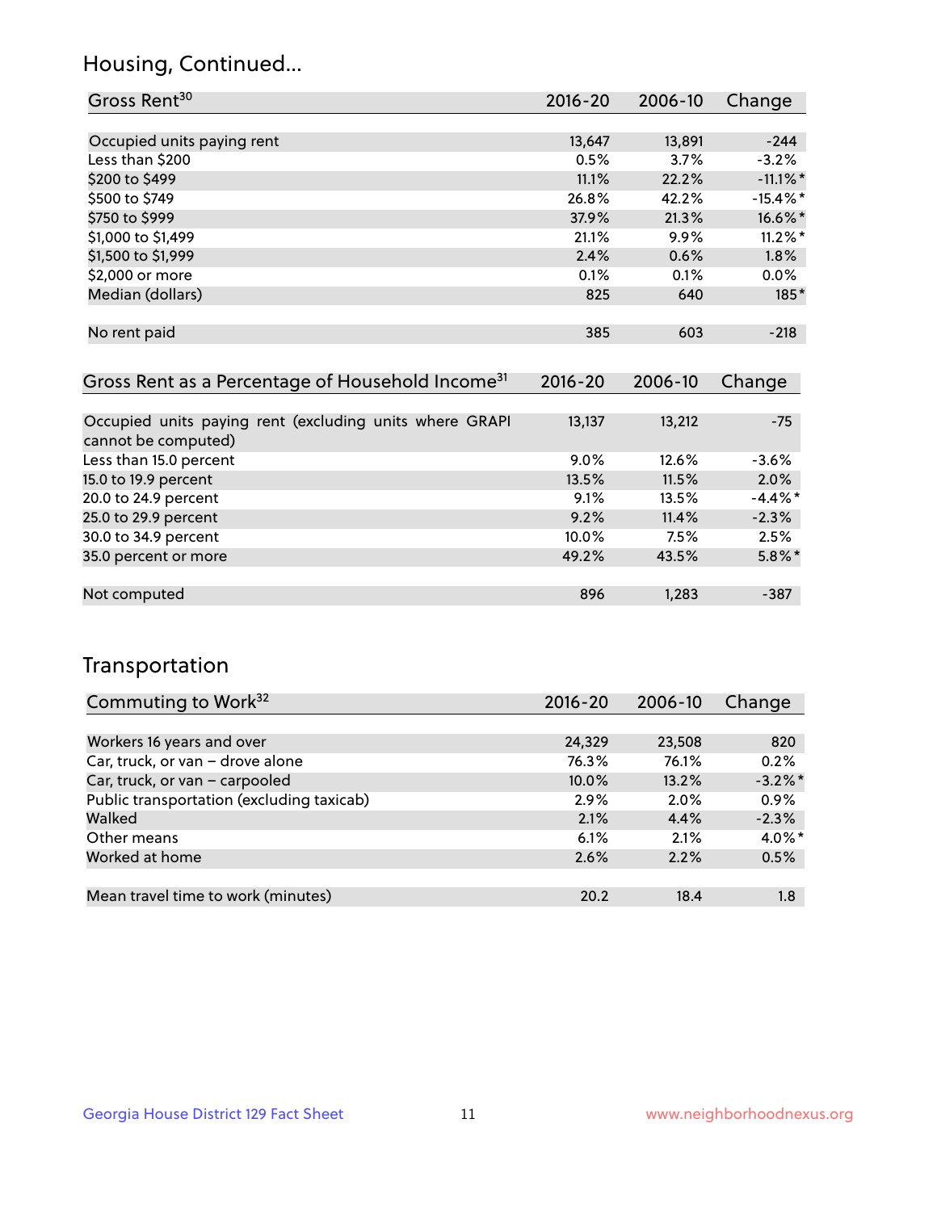## Housing, Continued...

| Gross Rent[30] | 2016-20 | 2006-10 | Change |
|---|---|---|---|
| Occupied units paying rent | 13,647 | 13,891 | -244 |
| Less than $200 | 0.5% | 3.7% | -3.2% |
| $200 to $499 | 11.1% | 22.2% | -11.1%* |
| $500 to $749 | 26.8% | 42.2% | -15.4%* |
| $750 to $999 | 37.9% | 21.3% | 16.6%* |
| $1,000 to $1,499 | 21.1% | 9.9% | 11.2%* |
| $1,500 to $1,999 | 2.4% | 0.6% | 1.8% |
| $2,000 or more | 0.1% | 0.1% | 0.0% |
| Median (dollars) | 825 | 640 | 185* |
| No rent paid | 385 | 603 | -218 |

| Gross Rent as a Percentage of Household Income[31] | 2016-20 | 2006-10 | Change |
|---|---|---|---|
| Occupied units paying rent (excluding units where GRAPI cannot be computed) | 13,137 | 13,212 | -75 |
| Less than 15.0 percent | 9.0% | 12.6% | -3.6% |
| 15.0 to 19.9 percent | 13.5% | 11.5% | 2.0% |
| 20.0 to 24.9 percent | 9.1% | 13.5% | -4.4%* |
| 25.0 to 29.9 percent | 9.2% | 11.4% | -2.3% |
| 30.0 to 34.9 percent | 10.0% | 7.5% | 2.5% |
| 35.0 percent or more | 49.2% | 43.5% | 5.8%* |
| Not computed | 896 | 1,283 | -387 |

## Transportation

| Commuting to Work[32] | 2016-20 | 2006-10 | Change |
|---|---|---|---|
| Workers 16 years and over | 24,329 | 23,508 | 820 |
| Car, truck, or van – drove alone | 76.3% | 76.1% | 0.2% |
| Car, truck, or van – carpooled | 10.0% | 13.2% | -3.2%* |
| Public transportation (excluding taxicab) | 2.9% | 2.0% | 0.9% |
| Walked | 2.1% | 4.4% | -2.3% |
| Other means | 6.1% | 2.1% | 4.0%* |
| Worked at home | 2.6% | 2.2% | 0.5% |
| Mean travel time to work (minutes) | 20.2 | 18.4 | 1.8 |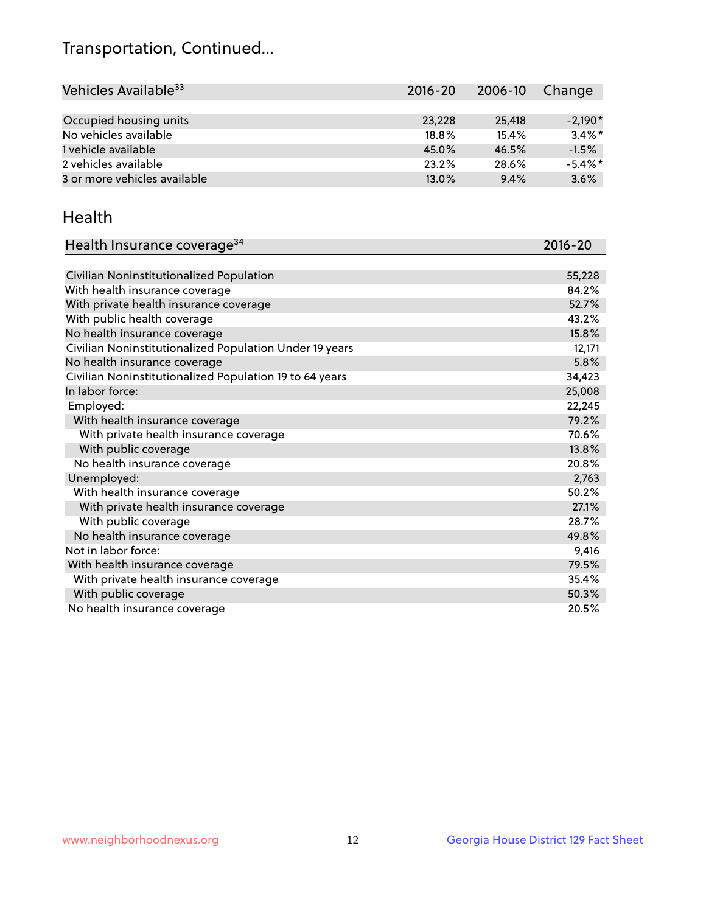## Transportation, Continued...

| Vehicles Available[33] | 2016-20 | 2006-10 | Change |
|---|---|---|---|
| Occupied housing units | 23,228 | 25,418 | -2,190* |
| No vehicles available | 18.8% | 15.4% | 3.4%* |
| 1 vehicle available | 45.0% | 46.5% | -1.5% |
| 2 vehicles available | 23.2% | 28.6% | -5.4%* |
| 3 or more vehicles available | 13.0% | 9.4% | 3.6% |

## Health

| Health Insurance coverage[34] | 2016-20 |
|---|---|
| Civilian Noninstitutionalized Population | 55,228 |
| With health insurance coverage | 84.2% |
| With private health insurance coverage | 52.7% |
| With public health coverage | 43.2% |
| No health insurance coverage | 15.8% |
| Civilian Noninstitutionalized Population Under 19 years | 12,171 |
| No health insurance coverage | 5.8% |
| Civilian Noninstitutionalized Population 19 to 64 years | 34,423 |
| In labor force: | 25,008 |
| Employed: | 22,245 |
| With health insurance coverage | 79.2% |
| With private health insurance coverage | 70.6% |
| With public coverage | 13.8% |
| No health insurance coverage | 20.8% |
| Unemployed: | 2,763 |
| With health insurance coverage | 50.2% |
| With private health insurance coverage | 27.1% |
| With public coverage | 28.7% |
| No health insurance coverage | 49.8% |
| Not in labor force: | 9,416 |
| With health insurance coverage | 79.5% |
| With private health insurance coverage | 35.4% |
| With public coverage | 50.3% |
| No health insurance coverage | 20.5% |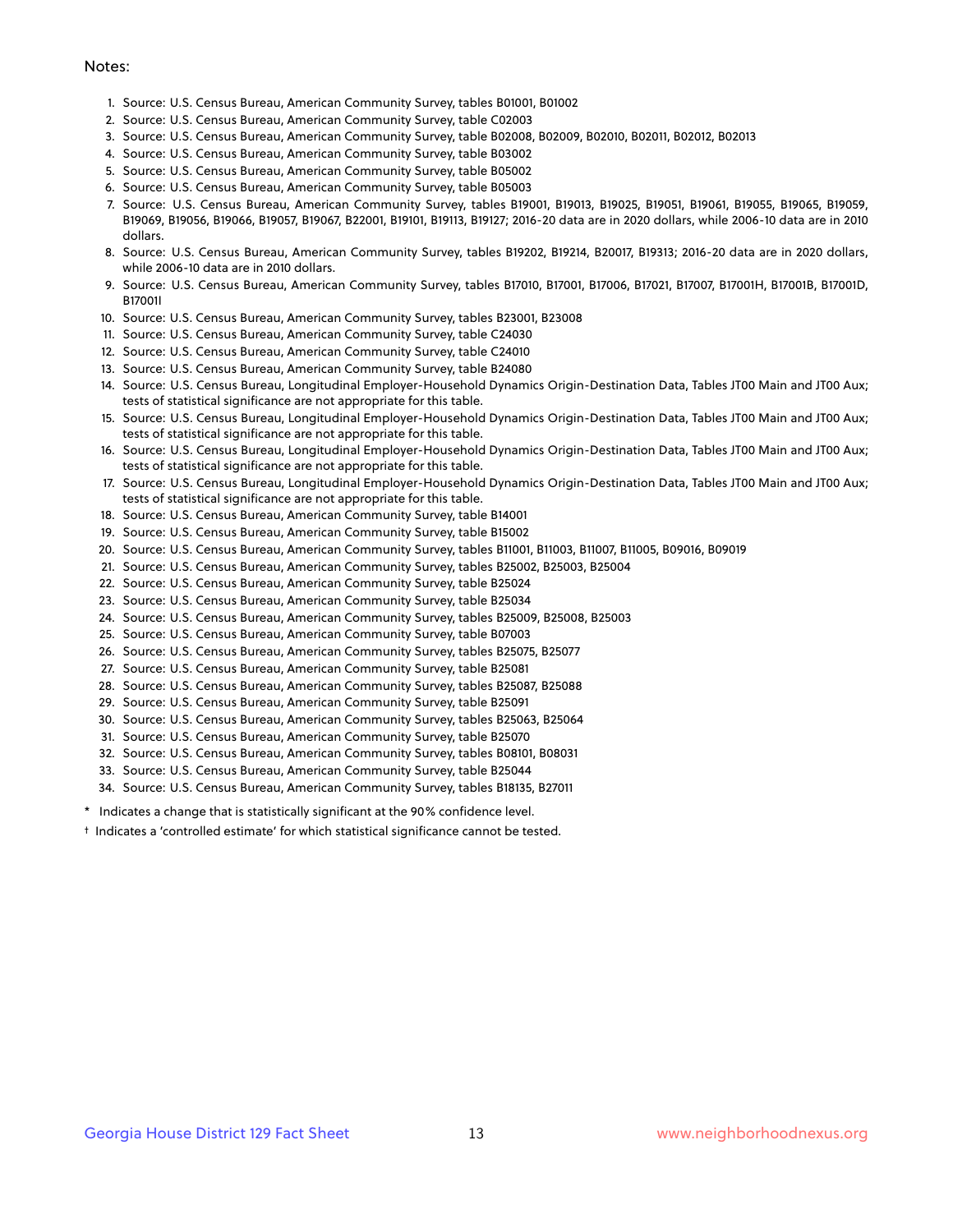Notes:

1. Source: U.S. Census Bureau, American Community Survey, tables B01001, B01002
2. Source: U.S. Census Bureau, American Community Survey, table C02003
3. Source: U.S. Census Bureau, American Community Survey, table B02008, B02009, B02010, B02011, B02012, B02013
4. Source: U.S. Census Bureau, American Community Survey, table B03002
5. Source: U.S. Census Bureau, American Community Survey, table B05002
6. Source: U.S. Census Bureau, American Community Survey, table B05003
7. Source: U.S. Census Bureau, American Community Survey, tables B19001, B19013, B19025, B19051, B19061, B19055, B19065, B19059, B19069, B19056, B19066, B19057, B19067, B22001, B19101, B19113, B19127; 2016-20 data are in 2020 dollars, while 2006-10 data are in 2010 dollars.
8. Source: U.S. Census Bureau, American Community Survey, tables B19202, B19214, B20017, B19313; 2016-20 data are in 2020 dollars, while 2006-10 data are in 2010 dollars.
9. Source: U.S. Census Bureau, American Community Survey, tables B17010, B17001, B17006, B17021, B17007, B17001H, B17001B, B17001D, B17001I
10. Source: U.S. Census Bureau, American Community Survey, tables B23001, B23008
11. Source: U.S. Census Bureau, American Community Survey, table C24030
12. Source: U.S. Census Bureau, American Community Survey, table C24010
13. Source: U.S. Census Bureau, American Community Survey, table B24080
14. Source: U.S. Census Bureau, Longitudinal Employer-Household Dynamics Origin-Destination Data, Tables JT00 Main and JT00 Aux; tests of statistical significance are not appropriate for this table.
15. Source: U.S. Census Bureau, Longitudinal Employer-Household Dynamics Origin-Destination Data, Tables JT00 Main and JT00 Aux; tests of statistical significance are not appropriate for this table.
16. Source: U.S. Census Bureau, Longitudinal Employer-Household Dynamics Origin-Destination Data, Tables JT00 Main and JT00 Aux; tests of statistical significance are not appropriate for this table.
17. Source: U.S. Census Bureau, Longitudinal Employer-Household Dynamics Origin-Destination Data, Tables JT00 Main and JT00 Aux; tests of statistical significance are not appropriate for this table.
18. Source: U.S. Census Bureau, American Community Survey, table B14001
19. Source: U.S. Census Bureau, American Community Survey, table B15002
20. Source: U.S. Census Bureau, American Community Survey, tables B11001, B11003, B11007, B11005, B09016, B09019
21. Source: U.S. Census Bureau, American Community Survey, tables B25002, B25003, B25004
22. Source: U.S. Census Bureau, American Community Survey, table B25024
23. Source: U.S. Census Bureau, American Community Survey, table B25034
24. Source: U.S. Census Bureau, American Community Survey, tables B25009, B25008, B25003
25. Source: U.S. Census Bureau, American Community Survey, table B07003
26. Source: U.S. Census Bureau, American Community Survey, tables B25075, B25077
27. Source: U.S. Census Bureau, American Community Survey, table B25081
28. Source: U.S. Census Bureau, American Community Survey, tables B25087, B25088
29. Source: U.S. Census Bureau, American Community Survey, table B25091
30. Source: U.S. Census Bureau, American Community Survey, tables B25063, B25064
31. Source: U.S. Census Bureau, American Community Survey, table B25070
32. Source: U.S. Census Bureau, American Community Survey, tables B08101, B08031
33. Source: U.S. Census Bureau, American Community Survey, table B25044
34. Source: U.S. Census Bureau, American Community Survey, tables B18135, B27011

\* Indicates a change that is statistically significant at the 90% confidence level.

† Indicates a 'controlled estimate' for which statistical significance cannot be tested.